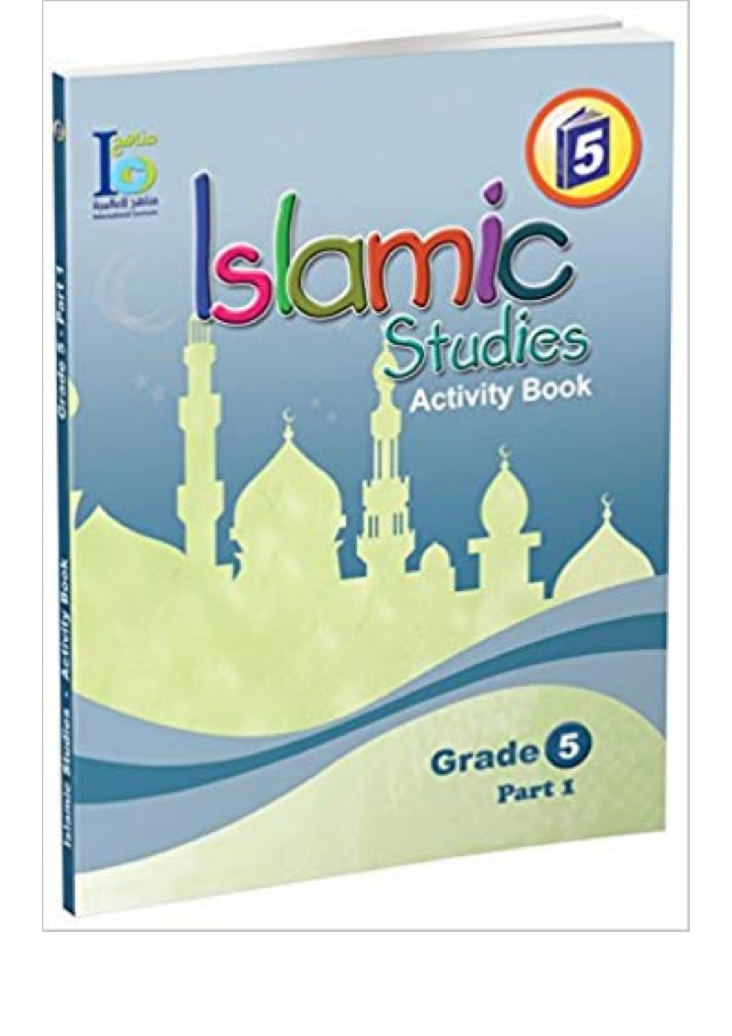# Islamic Studies

## Activity Book

**Grade 5**

**Part 1**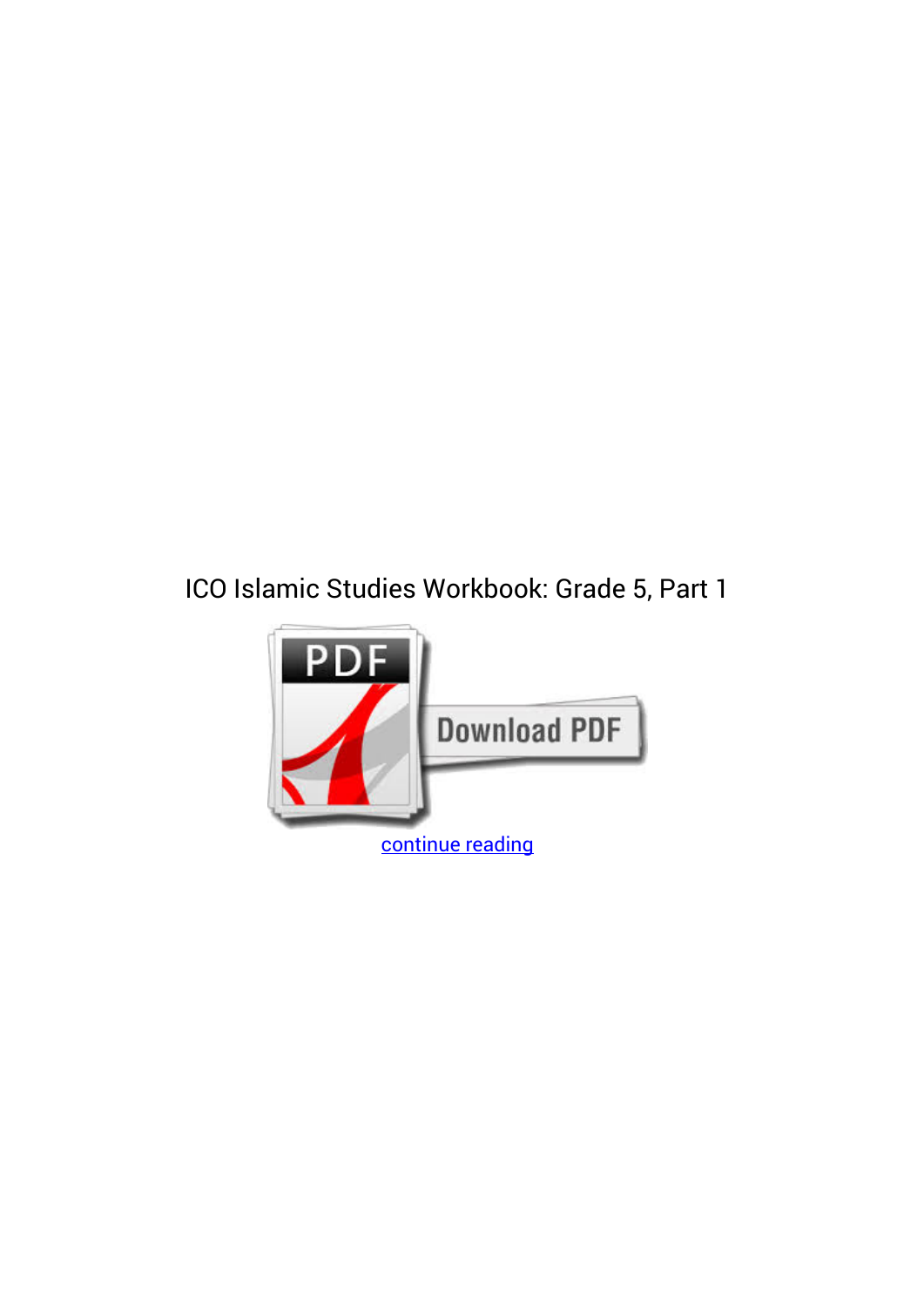ICO Islamic Studies Workbook: Grade 5, Part 1

continue reading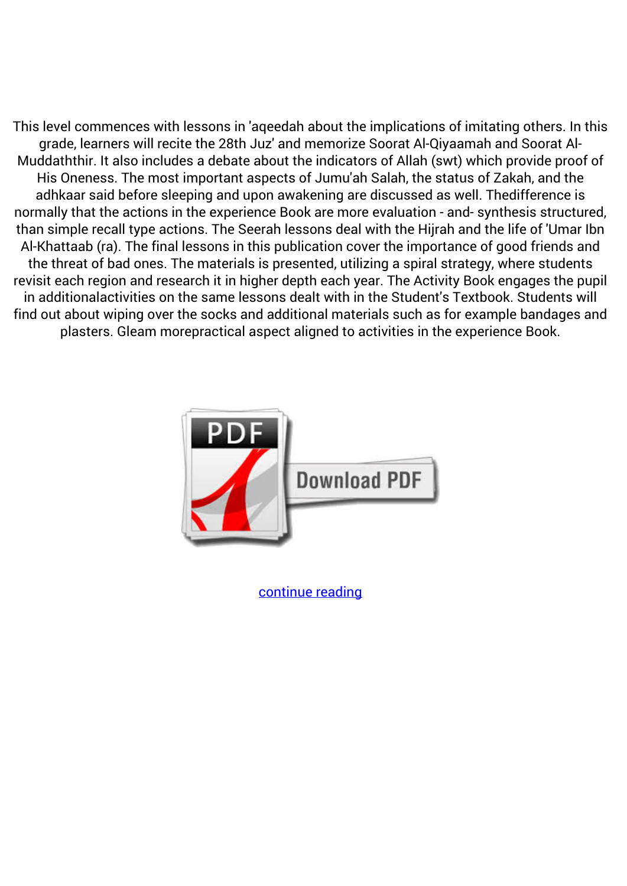This level commences with lessons in 'aqeedah about the implications of imitating others. In this grade, learners will recite the 28th Juz' and memorize Soorat Al-Qiyaamah and Soorat Al-Muddaththir. It also includes a debate about the indicators of Allah (swt) which provide proof of His Oneness. The most important aspects of Jumu'ah Salah, the status of Zakah, and the adhkaar said before sleeping and upon awakening are discussed as well. Thedifference is normally that the actions in the experience Book are more evaluation - and- synthesis structured, than simple recall type actions. The Seerah lessons deal with the Hijrah and the life of 'Umar Ibn Al-Khattaab (ra). The final lessons in this publication cover the importance of good friends and the threat of bad ones. The materials is presented, utilizing a spiral strategy, where students revisit each region and research it in higher depth each year. The Activity Book engages the pupil in additionalactivities on the same lessons dealt with in the Student's Textbook. Students will find out about wiping over the socks and additional materials such as for example bandages and plasters. Gleam morepractical aspect aligned to activities in the experience Book.

Download PDF

continue reading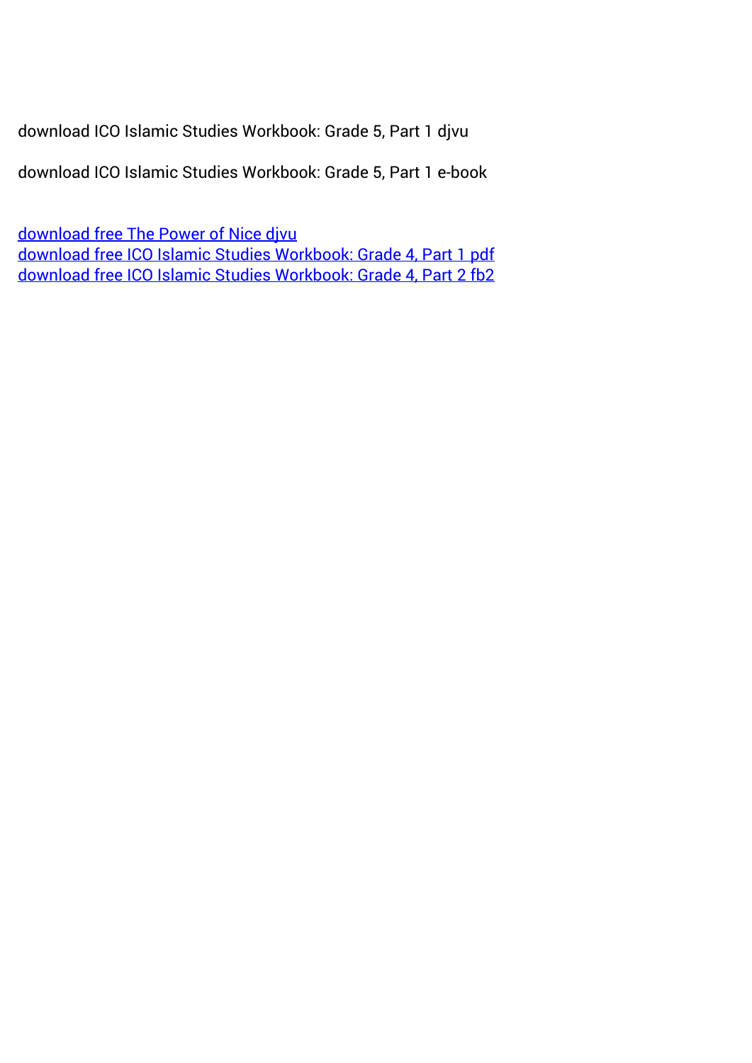download ICO Islamic Studies Workbook: Grade 5, Part 1 djvu

download ICO Islamic Studies Workbook: Grade 5, Part 1 e-book

download free The Power of Nice djvu
download free ICO Islamic Studies Workbook: Grade 4, Part 1 pdf
download free ICO Islamic Studies Workbook: Grade 4, Part 2 fb2